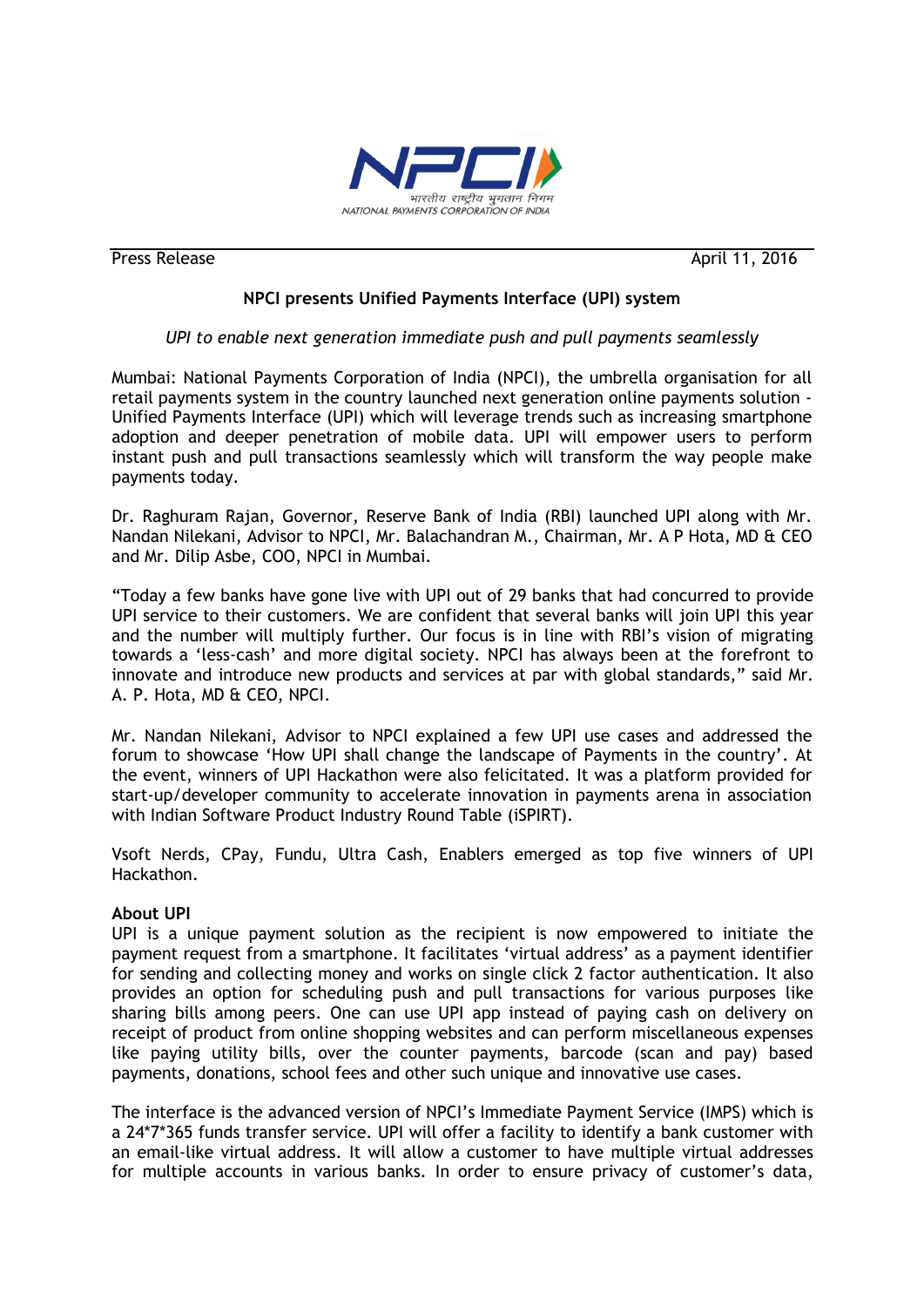Press Release April 11, 2016

# NPCI presents Unified Payments Interface (UPI) system

*UPI to enable next generation immediate push and pull payments seamlessly*

Mumbai: National Payments Corporation of India (NPCI), the umbrella organisation for all retail payments system in the country launched next generation online payments solution - Unified Payments Interface (UPI) which will leverage trends such as increasing smartphone adoption and deeper penetration of mobile data. UPI will empower users to perform instant push and pull transactions seamlessly which will transform the way people make payments today.

Dr. Raghuram Rajan, Governor, Reserve Bank of India (RBI) launched UPI along with Mr. Nandan Nilekani, Advisor to NPCI, Mr. Balachandran M., Chairman, Mr. A P Hota, MD & CEO and Mr. Dilip Asbe, COO, NPCI in Mumbai.

"Today a few banks have gone live with UPI out of 29 banks that had concurred to provide UPI service to their customers. We are confident that several banks will join UPI this year and the number will multiply further. Our focus is in line with RBI's vision of migrating towards a 'less-cash' and more digital society. NPCI has always been at the forefront to innovate and introduce new products and services at par with global standards," said Mr. A. P. Hota, MD & CEO, NPCI.

Mr. Nandan Nilekani, Advisor to NPCI explained a few UPI use cases and addressed the forum to showcase 'How UPI shall change the landscape of Payments in the country'. At the event, winners of UPI Hackathon were also felicitated. It was a platform provided for start-up/developer community to accelerate innovation in payments arena in association with Indian Software Product Industry Round Table (iSPIRT).

Vsoft Nerds, CPay, Fundu, Ultra Cash, Enablers emerged as top five winners of UPI Hackathon.

**About UPI**

UPI is a unique payment solution as the recipient is now empowered to initiate the payment request from a smartphone. It facilitates 'virtual address' as a payment identifier for sending and collecting money and works on single click 2 factor authentication. It also provides an option for scheduling push and pull transactions for various purposes like sharing bills among peers. One can use UPI app instead of paying cash on delivery on receipt of product from online shopping websites and can perform miscellaneous expenses like paying utility bills, over the counter payments, barcode (scan and pay) based payments, donations, school fees and other such unique and innovative use cases.

The interface is the advanced version of NPCI's Immediate Payment Service (IMPS) which is a 24*7*365 funds transfer service. UPI will offer a facility to identify a bank customer with an email-like virtual address. It will allow a customer to have multiple virtual addresses for multiple accounts in various banks. In order to ensure privacy of customer's data,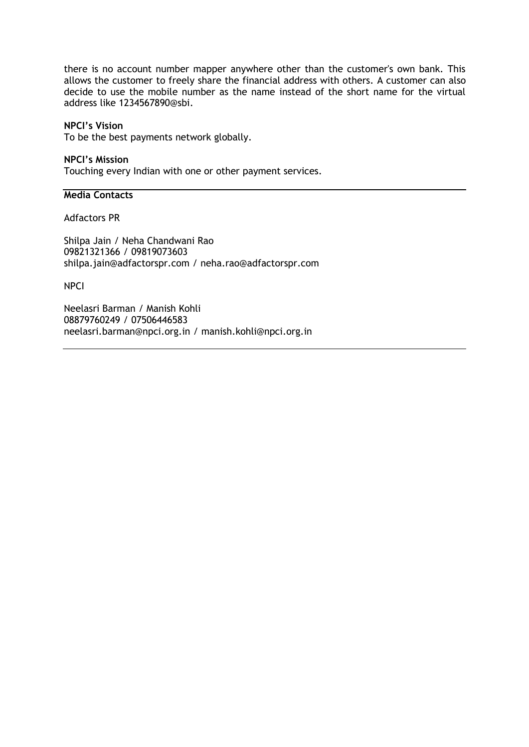there is no account number mapper anywhere other than the customer's own bank. This allows the customer to freely share the financial address with others. A customer can also decide to use the mobile number as the name instead of the short name for the virtual address like 1234567890@sbi.

**NPCI's Vision**
To be the best payments network globally.

**NPCI's Mission**
Touching every Indian with one or other payment services.

---

**Media Contacts**

Adfactors PR

Shilpa Jain / Neha Chandwani Rao
09821321366 / 09819073603
shilpa.jain@adfactorspr.com / neha.rao@adfactorspr.com

NPCI

Neelasri Barman / Manish Kohli
08879760249 / 07506446583
neelasri.barman@npci.org.in / manish.kohli@npci.org.in

---